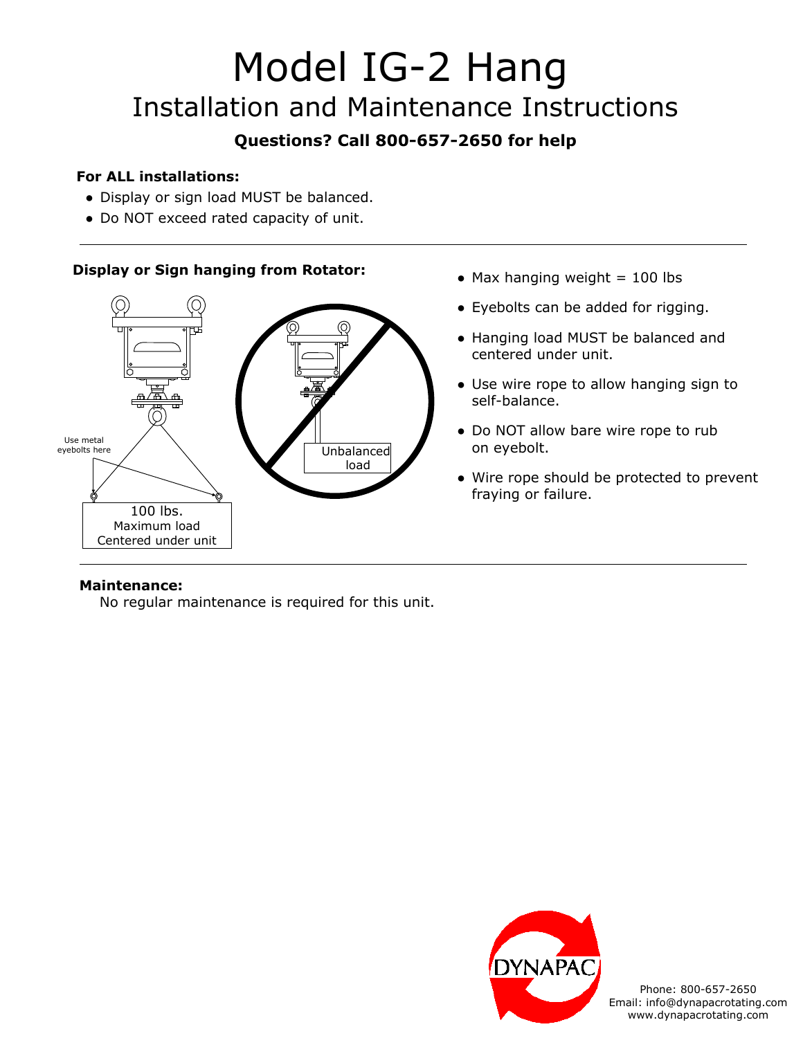# Model IG-2 Hang

## Installation and Maintenance Instructions

**Questions? Call 800-657-2650 for help**

**For ALL installations:**

- Display or sign load MUST be balanced.
- Do NOT exceed rated capacity of unit.

---

**Display or Sign hanging from Rotator:**

Use metal eyebolts here

100 lbs.
Maximum load
Centered under unit

Unbalanced load

- Max hanging weight = 100 lbs
- Eyebolts can be added for rigging.
- Hanging load MUST be balanced and centered under unit.
- Use wire rope to allow hanging sign to self-balance.
- Do NOT allow bare wire rope to rub on eyebolt.
- Wire rope should be protected to prevent fraying or failure.

---

**Maintenance:**

No regular maintenance is required for this unit.

DYNAPAC

Phone: 800-657-2650
Email: info@dynapacrotating.com
www.dynapacrotating.com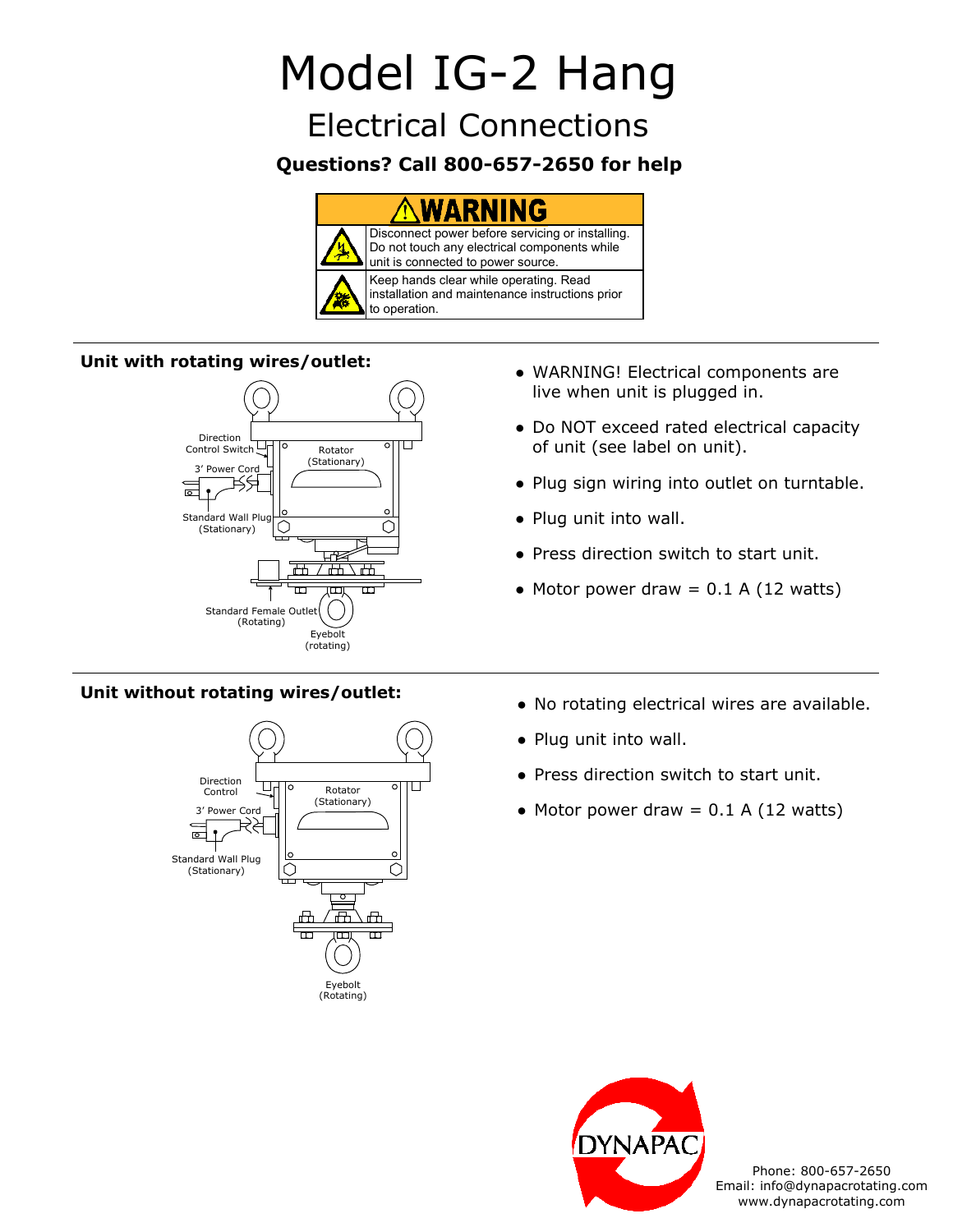# Model IG-2 Hang

## Electrical Connections

**Questions? Call 800-657-2650 for help**

**WARNING**

Disconnect power before servicing or installing. Do not touch any electrical components while unit is connected to power source.

Keep hands clear while operating. Read installation and maintenance instructions prior to operation.

---

**Unit with rotating wires/outlet:**

Direction Control Switch
3' Power Cord
Standard Wall Plug (Stationary)
Rotator (Stationary)
Standard Female Outlet (Rotating)
Eyebolt (rotating)

- WARNING! Electrical components are live when unit is plugged in.
- Do NOT exceed rated electrical capacity of unit (see label on unit).
- Plug sign wiring into outlet on turntable.
- Plug unit into wall.
- Press direction switch to start unit.
- Motor power draw = 0.1 A (12 watts)

---

**Unit without rotating wires/outlet:**

Direction Control
3' Power Cord
Standard Wall Plug (Stationary)
Rotator (Stationary)
Eyebolt (Rotating)

- No rotating electrical wires are available.
- Plug unit into wall.
- Press direction switch to start unit.
- Motor power draw = 0.1 A (12 watts)

DYNAPAC

Phone: 800-657-2650
Email: info@dynapacrotating.com
www.dynapacrotating.com